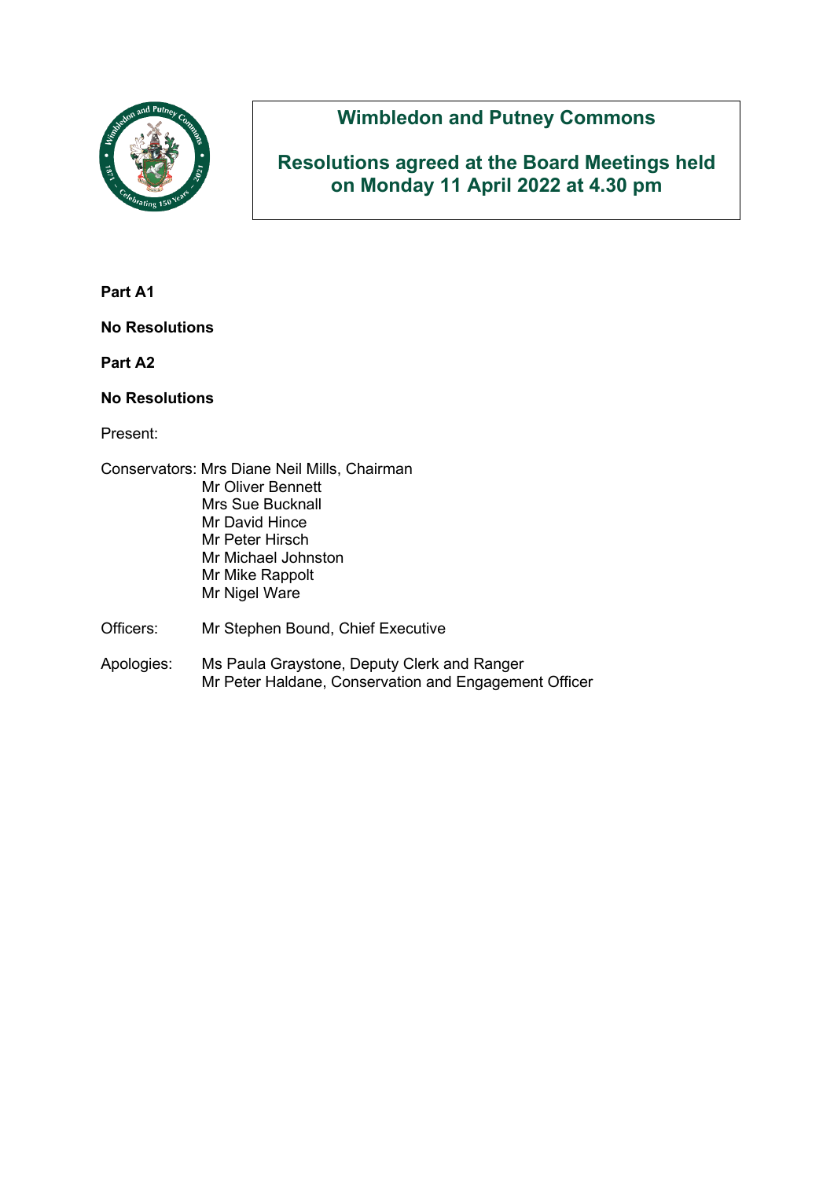# Wimbledon and Putney Commons

## Resolutions agreed at the Board Meetings held on Monday 11 April 2022 at 4.30 pm

**Part A1**

**No Resolutions**

**Part A2**

**No Resolutions**

Present:

Conservators: Mrs Diane Neil Mills, Chairman
Mr Oliver Bennett
Mrs Sue Bucknall
Mr David Hince
Mr Peter Hirsch
Mr Michael Johnston
Mr Mike Rappolt
Mr Nigel Ware

Officers: Mr Stephen Bound, Chief Executive

Apologies: Ms Paula Graystone, Deputy Clerk and Ranger
Mr Peter Haldane, Conservation and Engagement Officer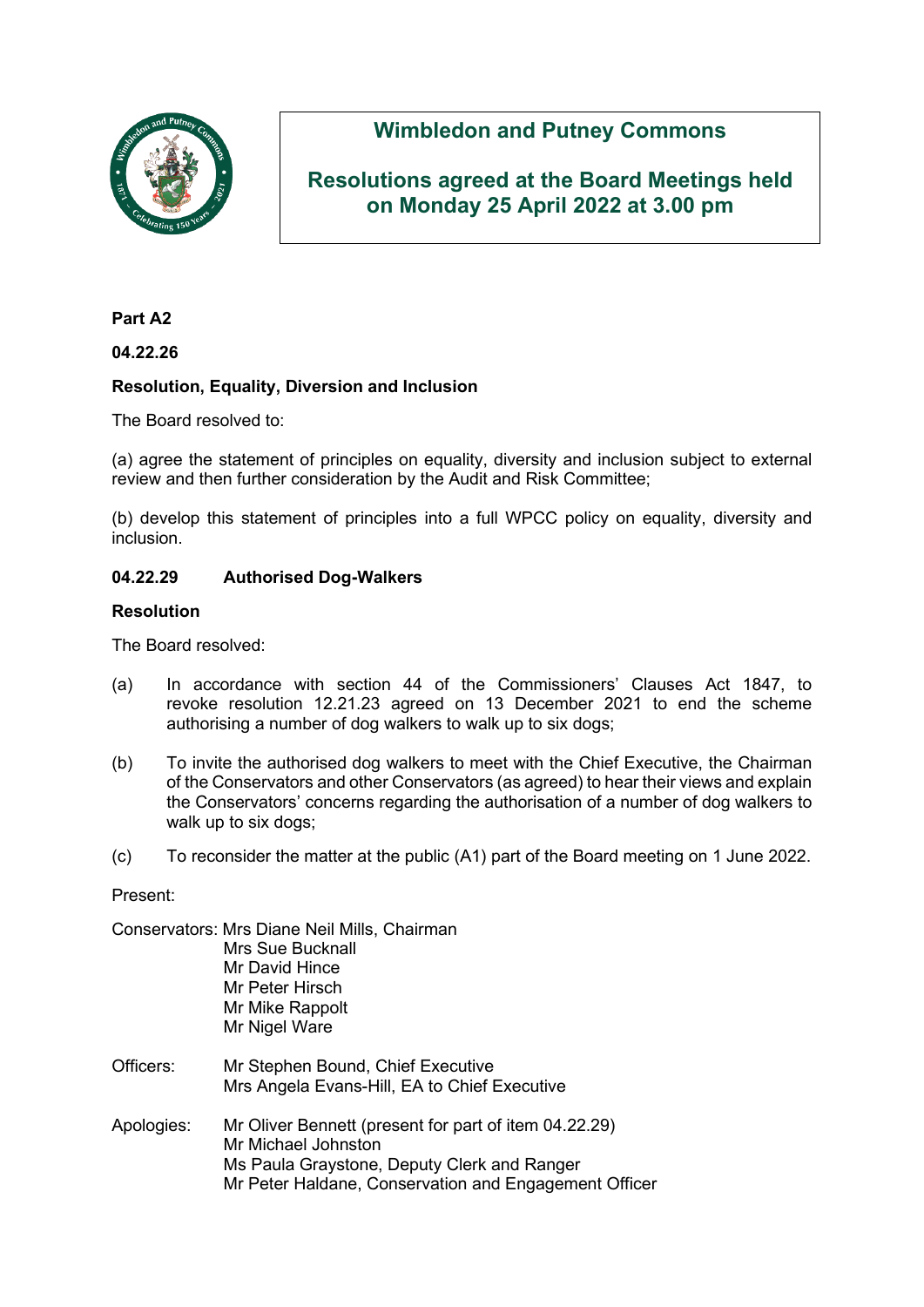# Wimbledon and Putney Commons

## Resolutions agreed at the Board Meetings held on Monday 25 April 2022 at 3.00 pm

**Part A2**

**04.22.26**

**Resolution, Equality, Diversion and Inclusion**

The Board resolved to:

(a) agree the statement of principles on equality, diversity and inclusion subject to external review and then further consideration by the Audit and Risk Committee;

(b) develop this statement of principles into a full WPCC policy on equality, diversity and inclusion.

**04.22.29 Authorised Dog-Walkers**

**Resolution**

The Board resolved:

(a) In accordance with section 44 of the Commissioners' Clauses Act 1847, to revoke resolution 12.21.23 agreed on 13 December 2021 to end the scheme authorising a number of dog walkers to walk up to six dogs;

(b) To invite the authorised dog walkers to meet with the Chief Executive, the Chairman of the Conservators and other Conservators (as agreed) to hear their views and explain the Conservators' concerns regarding the authorisation of a number of dog walkers to walk up to six dogs;

(c) To reconsider the matter at the public (A1) part of the Board meeting on 1 June 2022.

Present:

Conservators: Mrs Diane Neil Mills, Chairman
Mrs Sue Bucknall
Mr David Hince
Mr Peter Hirsch
Mr Mike Rappolt
Mr Nigel Ware

Officers: Mr Stephen Bound, Chief Executive
Mrs Angela Evans-Hill, EA to Chief Executive

Apologies: Mr Oliver Bennett (present for part of item 04.22.29)
Mr Michael Johnston
Ms Paula Graystone, Deputy Clerk and Ranger
Mr Peter Haldane, Conservation and Engagement Officer